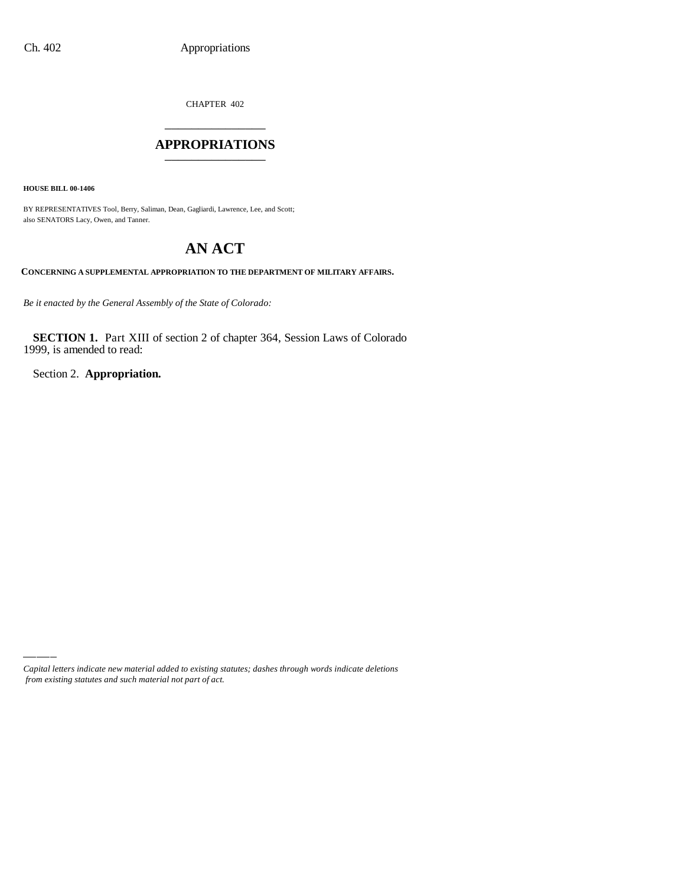CHAPTER 402

# APPROPRIATIONS

**HOUSE BILL 00-1406**

BY REPRESENTATIVES Tool, Berry, Saliman, Dean, Gagliardi, Lawrence, Lee, and Scott;
also SENATORS Lacy, Owen, and Tanner.

# AN ACT

**CONCERNING A SUPPLEMENTAL APPROPRIATION TO THE DEPARTMENT OF MILITARY AFFAIRS.**

*Be it enacted by the General Assembly of the State of Colorado:*

**SECTION 1.** Part XIII of section 2 of chapter 364, Session Laws of Colorado 1999, is amended to read:

Section 2. **Appropriation.**

*Capital letters indicate new material added to existing statutes; dashes through words indicate deletions from existing statutes and such material not part of act.*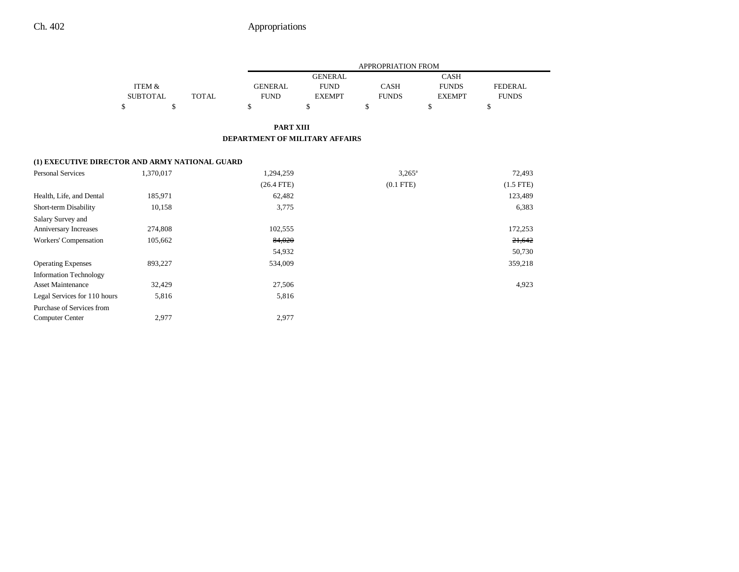## PART XIII

## DEPARTMENT OF MILITARY AFFAIRS

| | ITEM & SUBTOTAL | TOTAL | GENERAL FUND | GENERAL FUND EXEMPT | CASH FUNDS | CASH FUNDS EXEMPT | FEDERAL FUNDS |
|---|---|---|---|---|---|---|---|
| | $ | $ | $ | $ | $ | $ | $ |
| **(1) EXECUTIVE DIRECTOR AND ARMY NATIONAL GUARD** | | | | | | | |
| Personal Services | 1,370,017 | | 1,294,259 | | 3,265[a] | | 72,493 |
| | | | (26.4 FTE) | | (0.1 FTE) | | (1.5 FTE) |
| Health, Life, and Dental | 185,971 | | 62,482 | | | | 123,489 |
| Short-term Disability | 10,158 | | 3,775 | | | | 6,383 |
| Salary Survey and Anniversary Increases | 274,808 | | 102,555 | | | | 172,253 |
| Workers' Compensation | 105,662 | | ~~84,020~~ | | | | ~~21,642~~ |
| | | | 54,932 | | | | 50,730 |
| Operating Expenses | 893,227 | | 534,009 | | | | 359,218 |
| Information Technology Asset Maintenance | 32,429 | | 27,506 | | | | 4,923 |
| Legal Services for 110 hours | 5,816 | | 5,816 | | | | |
| Purchase of Services from Computer Center | 2,977 | | 2,977 | | | | |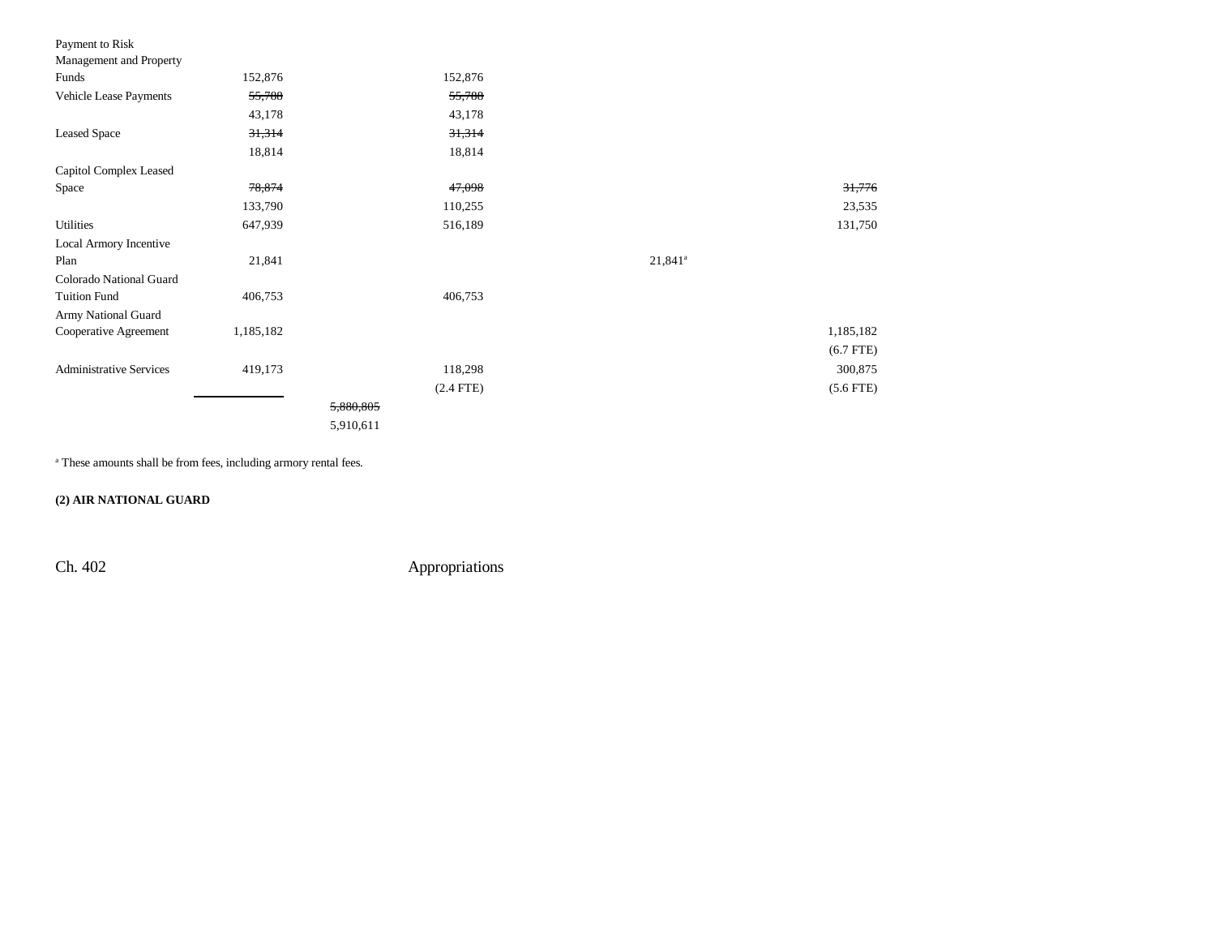| | | | | | |
|---|---|---|---|---|---|
| Payment to Risk Management and Property Funds | 152,876 | | 152,876 | | |
| Vehicle Lease Payments | ~~55,780~~ | | ~~55,780~~ | | |
| | 43,178 | | 43,178 | | |
| Leased Space | ~~31,314~~ | | ~~31,314~~ | | |
| | 18,814 | | 18,814 | | |
| Capitol Complex Leased Space | ~~78,874~~ | | ~~47,098~~ | | ~~31,776~~ |
| | 133,790 | | 110,255 | | 23,535 |
| Utilities | 647,939 | | 516,189 | | 131,750 |
| Local Armory Incentive Plan | 21,841 | | | 21,841[a] | |
| Colorado National Guard Tuition Fund | 406,753 | | 406,753 | | |
| Army National Guard Cooperative Agreement | 1,185,182 | | | | 1,185,182 |
| | | | | | (6.7 FTE) |
| Administrative Services | 419,173 | | 118,298 | | 300,875 |
| | | | (2.4 FTE) | | (5.6 FTE) |
| | | ~~5,880,805~~ | | | |
| | | 5,910,611 | | | |

[a] These amounts shall be from fees, including armory rental fees.

**(2) AIR NATIONAL GUARD**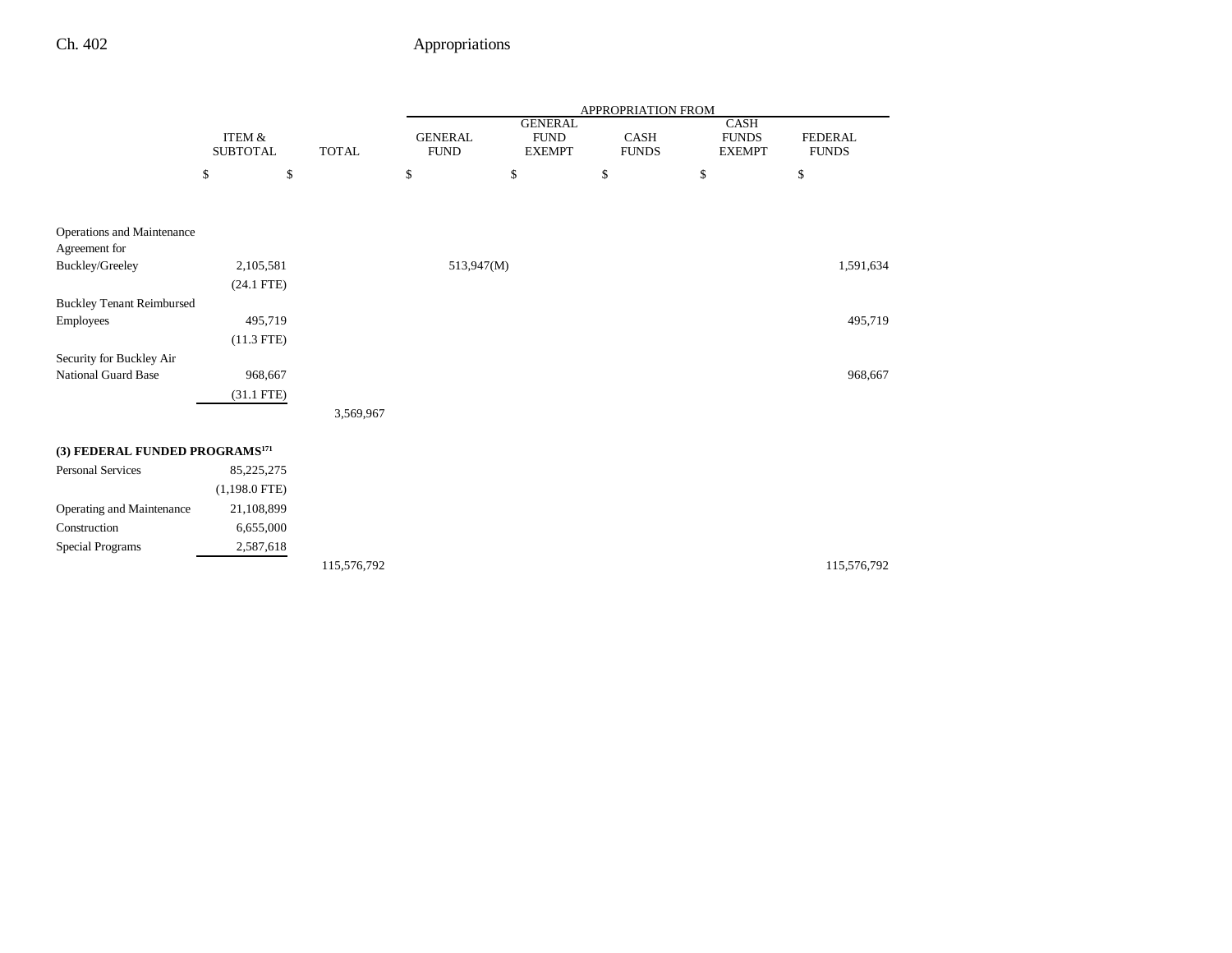| | ITEM & SUBTOTAL | TOTAL | APPROPRIATION FROM GENERAL FUND | GENERAL FUND EXEMPT | CASH FUNDS | CASH FUNDS EXEMPT | FEDERAL FUNDS |
|---|---|---|---|---|---|---|---|
| | $ | $ | $ | $ | $ | $ | $ |
| Operations and Maintenance Agreement for Buckley/Greeley | 2,105,581 | | 513,947(M) | | | | 1,591,634 |
| | (24.1 FTE) | | | | | | |
| Buckley Tenant Reimbursed Employees | 495,719 | | | | | | 495,719 |
| | (11.3 FTE) | | | | | | |
| Security for Buckley Air National Guard Base | 968,667 | | | | | | 968,667 |
| | (31.1 FTE) | | | | | | |
| | | 3,569,967 | | | | | |
| **(3) FEDERAL FUNDED PROGRAMS[171]** | | | | | | | |
| Personal Services | 85,225,275 | | | | | | |
| | (1,198.0 FTE) | | | | | | |
| Operating and Maintenance | 21,108,899 | | | | | | |
| Construction | 6,655,000 | | | | | | |
| Special Programs | 2,587,618 | | | | | | |
| | | 115,576,792 | | | | | 115,576,792 |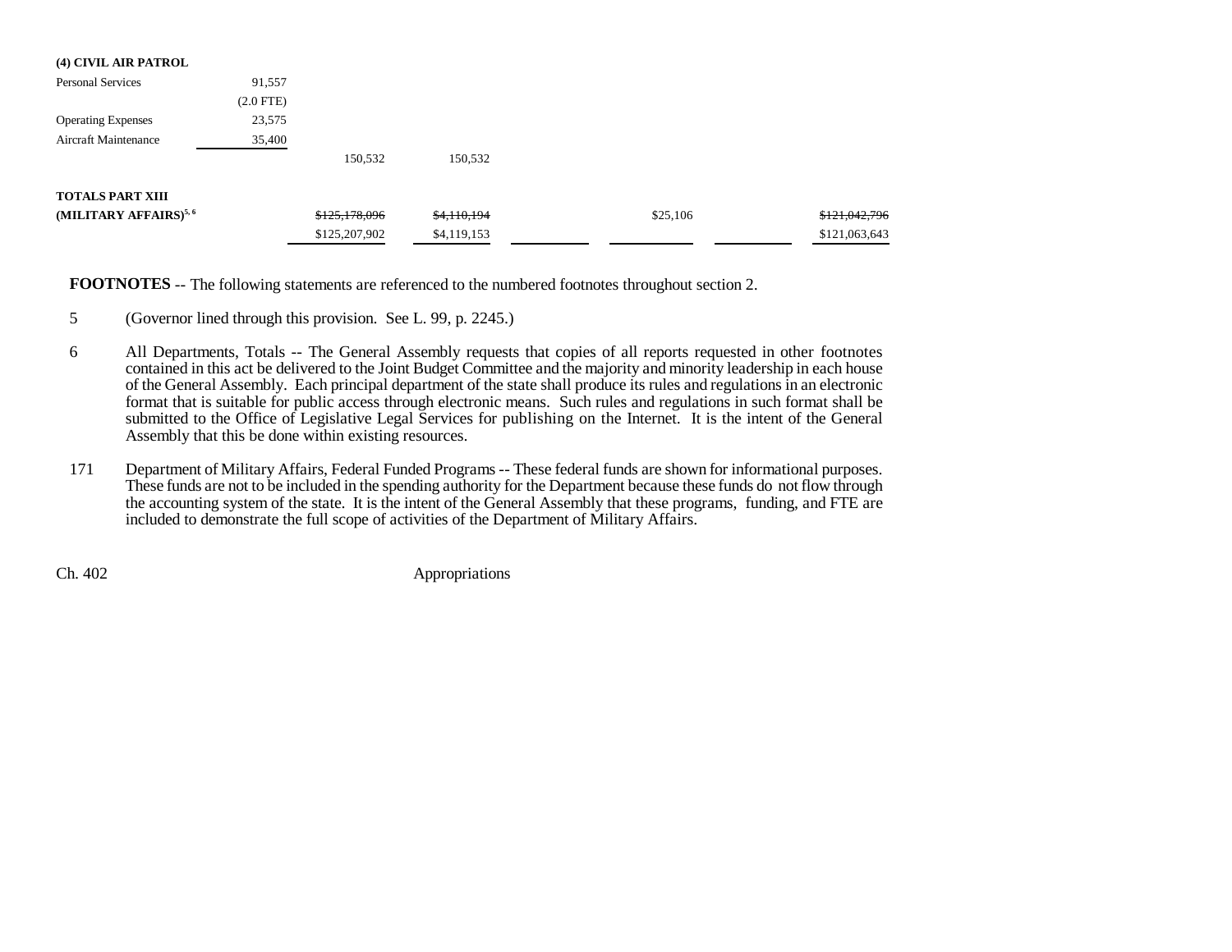**(4) CIVIL AIR PATROL**

| | | | | | | | |
|---|---|---|---|---|---|---|---|
| Personal Services | 91,557 | | | | | | |
| | (2.0 FTE) | | | | | | |
| Operating Expenses | 23,575 | | | | | | |
| Aircraft Maintenance | 35,400 | | | | | | |
| | | 150,532 | 150,532 | | | | |
| **TOTALS PART XIII** | | | | | | | |
| **(MILITARY AFFAIRS)**[5, 6] | | ~~$125,178,096~~ | ~~$4,110,194~~ | | $25,106 | | ~~$121,042,796~~ |
| | | $125,207,902 | $4,119,153 | | | | $121,063,643 |

**FOOTNOTES** -- The following statements are referenced to the numbered footnotes throughout section 2.

5 (Governor lined through this provision. See L. 99, p. 2245.)

6 All Departments, Totals -- The General Assembly requests that copies of all reports requested in other footnotes contained in this act be delivered to the Joint Budget Committee and the majority and minority leadership in each house of the General Assembly. Each principal department of the state shall produce its rules and regulations in an electronic format that is suitable for public access through electronic means. Such rules and regulations in such format shall be submitted to the Office of Legislative Legal Services for publishing on the Internet. It is the intent of the General Assembly that this be done within existing resources.

171 Department of Military Affairs, Federal Funded Programs -- These federal funds are shown for informational purposes. These funds are not to be included in the spending authority for the Department because these funds do not flow through the accounting system of the state. It is the intent of the General Assembly that these programs, funding, and FTE are included to demonstrate the full scope of activities of the Department of Military Affairs.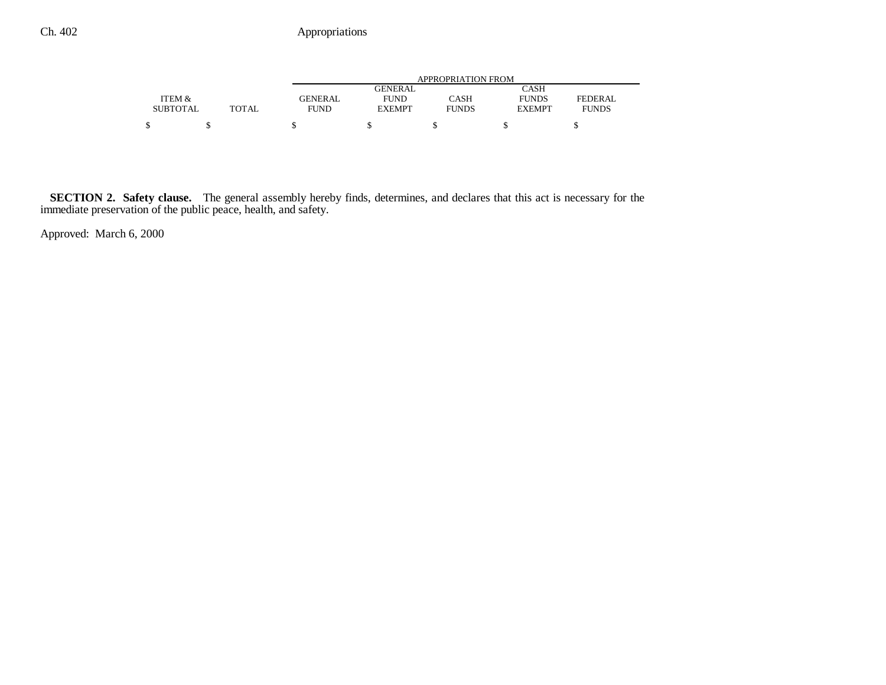| ITEM & SUBTOTAL | TOTAL | APPROPRIATION FROM GENERAL FUND | GENERAL FUND EXEMPT | CASH FUNDS | CASH FUNDS EXEMPT | FEDERAL FUNDS |
|---|---|---|---|---|---|---|
| $ | $ | $ | $ | $ | $ | $ |

**SECTION 2. Safety clause.** The general assembly hereby finds, determines, and declares that this act is necessary for the immediate preservation of the public peace, health, and safety.

Approved: March 6, 2000